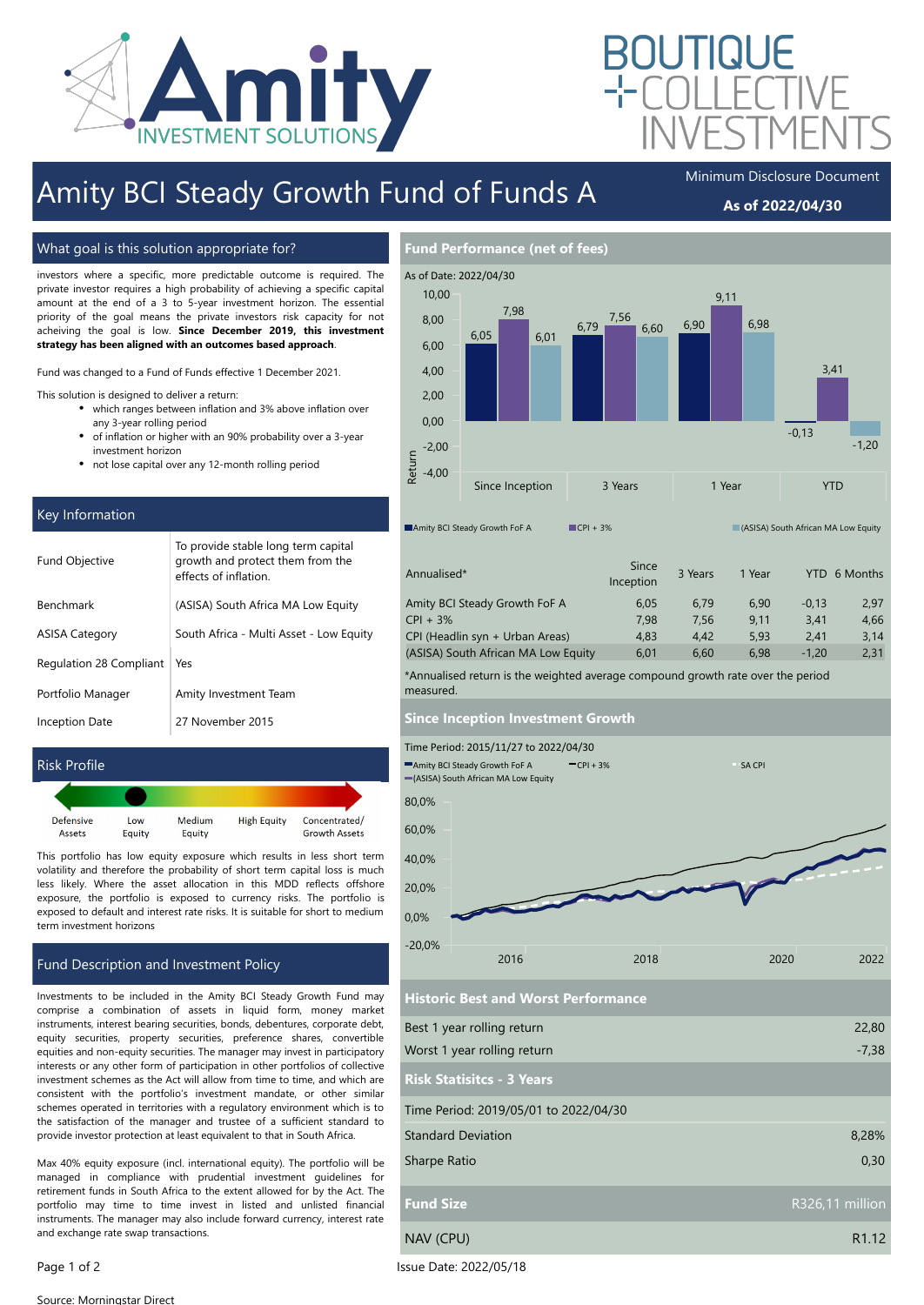# Amity BCI Steady Growth Fund of Funds A

Minimum Disclosure Document

**As of 2022/04/30**

## What goal is this solution appropriate for?

investors where a specific, more predictable outcome is required. The private investor requires a high probability of achieving a specific capital amount at the end of a 3 to 5-year investment horizon. The essential priority of the goal means the private investors risk capacity for not acheiving the goal is low. **Since December 2019, this investment strategy has been aligned with an outcomes based approach**.

Fund was changed to a Fund of Funds effective 1 December 2021.

This solution is designed to deliver a return:

- which ranges between inflation and 3% above inflation over any 3-year rolling period
- of inflation or higher with an 90% probability over a 3-year investment horizon
- not lose capital over any 12-month rolling period

## Key Information

| | |
|---|---|
| Fund Objective | To provide stable long term capital growth and protect them from the effects of inflation. |
| Benchmark | (ASISA) South Africa MA Low Equity |
| ASISA Category | South Africa - Multi Asset - Low Equity |
| Regulation 28 Compliant | Yes |
| Portfolio Manager | Amity Investment Team |
| Inception Date | 27 November 2015 |

## Risk Profile

Defensive Assets | Low Equity | Medium Equity | High Equity | Concentrated/ Growth Assets

This portfolio has low equity exposure which results in less short term volatility and therefore the probability of short term capital loss is much less likely. Where the asset allocation in this MDD reflects offshore exposure, the portfolio is exposed to currency risks. The portfolio is exposed to default and interest rate risks. It is suitable for short to medium term investment horizons

## Fund Description and Investment Policy

Investments to be included in the Amity BCI Steady Growth Fund may comprise a combination of assets in liquid form, money market instruments, interest bearing securities, bonds, debentures, corporate debt, equity securities, property securities, preference shares, convertible equities and non-equity securities. The manager may invest in participatory interests or any other form of participation in other portfolios of collective investment schemes as the Act will allow from time to time, and which are consistent with the portfolio's investment mandate, or other similar schemes operated in territories with a regulatory environment which is to the satisfaction of the manager and trustee of a sufficient standard to provide investor protection at least equivalent to that in South Africa.

Max 40% equity exposure (incl. international equity). The portfolio will be managed in compliance with prudential investment guidelines for retirement funds in South Africa to the extent allowed for by the Act. The portfolio may time to time invest in listed and unlisted financial instruments. The manager may also include forward currency, interest rate and exchange rate swap transactions.

## Fund Performance (net of fees)

As of Date: 2022/04/30

| Return | Since Inception | 3 Years | 1 Year | YTD |
|---|---|---|---|---|
| Amity BCI Steady Growth FoF A | 6,05 | 6,79 | 6,90 | -0,13 |
| CPI + 3% | 7,98 | 7,56 | 9,11 | 3,41 |
| (ASISA) South African MA Low Equity | 6,01 | 6,60 | 6,98 | -1,20 |

| Annualised* | Since Inception | 3 Years | 1 Year | YTD | 6 Months |
|---|---|---|---|---|---|
| Amity BCI Steady Growth FoF A | 6,05 | 6,79 | 6,90 | -0,13 | 2,97 |
| CPI + 3% | 7,98 | 7,56 | 9,11 | 3,41 | 4,66 |
| CPI (Headlin syn + Urban Areas) | 4,83 | 4,42 | 5,93 | 2,41 | 3,14 |
| (ASISA) South African MA Low Equity | 6,01 | 6,60 | 6,98 | -1,20 | 2,31 |

*Annualised return is the weighted average compound growth rate over the period measured.

## Since Inception Investment Growth

Time Period: 2015/11/27 to 2022/04/30

Amity BCI Steady Growth FoF A | CPI + 3% | SA CPI | (ASISA) South African MA Low Equity

## Historic Best and Worst Performance

| | |
|---|---|
| Best 1 year rolling return | 22,80 |
| Worst 1 year rolling return | -7,38 |

## Risk Statisitcs - 3 Years

Time Period: 2019/05/01 to 2022/04/30

| | |
|---|---|
| Standard Deviation | 8,28% |
| Sharpe Ratio | 0,30 |

| | |
|---|---|
| **Fund Size** | R326,11 million |
| NAV (CPU) | R1.12 |

Issue Date: 2022/05/18

Source: Morningstar Direct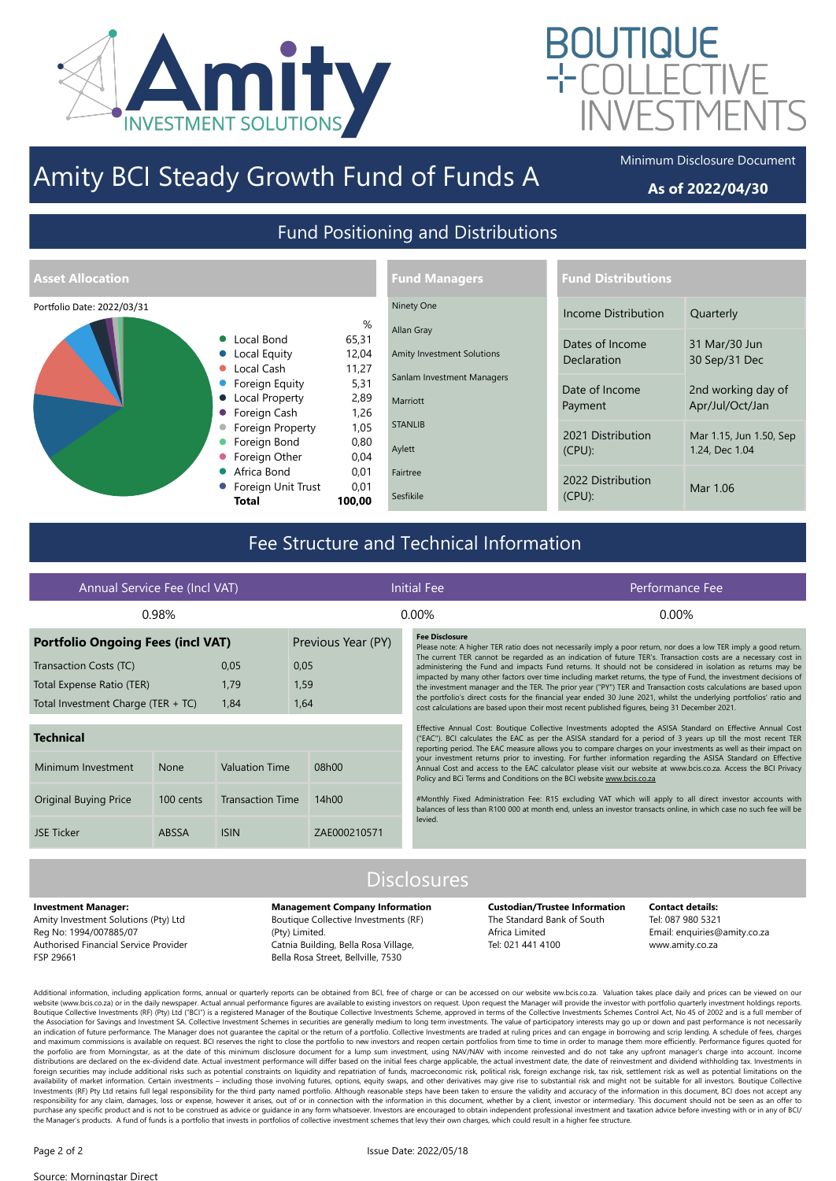# Amity BCI Steady Growth Fund of Funds A

Minimum Disclosure Document

**As of 2022/04/30**

## Fund Positioning and Distributions

### Asset Allocation

Portfolio Date: 2022/03/31

| | % |
|---|---|
| Local Bond | 65,31 |
| Local Equity | 12,04 |
| Local Cash | 11,27 |
| Foreign Equity | 5,31 |
| Local Property | 2,89 |
| Foreign Cash | 1,26 |
| Foreign Property | 1,05 |
| Foreign Bond | 0,80 |
| Foreign Other | 0,04 |
| Africa Bond | 0,01 |
| Foreign Unit Trust | 0,01 |
| **Total** | **100,00** |

### Fund Managers

- Ninety One
- Allan Gray
- Amity Investment Solutions
- Sanlam Investment Managers
- Marriott
- STANLIB
- Aylett
- Fairtree
- Sesfikile

### Fund Distributions

| | |
|---|---|
| Income Distribution | Quarterly |
| Dates of Income Declaration | 31 Mar/30 Jun 30 Sep/31 Dec |
| Date of Income Payment | 2nd working day of Apr/Jul/Oct/Jan |
| 2021 Distribution (CPU): | Mar 1.15, Jun 1.50, Sep 1.24, Dec 1.04 |
| 2022 Distribution (CPU): | Mar 1.06 |

## Fee Structure and Technical Information

| Annual Service Fee (Incl VAT) | Initial Fee | Performance Fee |
|---|---|---|
| 0.98% | 0.00% | 0.00% |

| Portfolio Ongoing Fees (incl VAT) | | Previous Year (PY) |
|---|---|---|
| Transaction Costs (TC) | 0,05 | 0,05 |
| Total Expense Ratio (TER) | 1,79 | 1,59 |
| Total Investment Charge (TER + TC) | 1,84 | 1,64 |

### Technical

| | | | |
|---|---|---|---|
| Minimum Investment | None | Valuation Time | 08h00 |
| Original Buying Price | 100 cents | Transaction Time | 14h00 |
| JSE Ticker | ABSSA | ISIN | ZAE000210571 |

**Fee Disclosure**
Please note: A higher TER ratio does not necessarily imply a poor return, nor does a low TER imply a good return. The current TER cannot be regarded as an indication of future TER's. Transaction costs are a necessary cost in administering the Fund and impacts Fund returns. It should not be considered in isolation as returns may be impacted by many other factors over time including market returns, the type of Fund, the investment decisions of the investment manager and the TER. The prior year ("PY") TER and Transaction costs calculations are based upon the portfolio's direct costs for the financial year ended 30 June 2021, whilst the underlying portfolios' ratio and cost calculations are based upon their most recent published figures, being 31 December 2021.

Effective Annual Cost: Boutique Collective Investments adopted the ASISA Standard on Effective Annual Cost ("EAC"). BCI calculates the EAC as per the ASISA standard for a period of 3 years up till the most recent TER reporting period. The EAC measure allows you to compare charges on your investments as well as their impact on your investment returns prior to investing. For further information regarding the ASISA Standard on Effective Annual Cost and access to the EAC calculator please visit our website at www.bcis.co.za. Access the BCI Privacy Policy and BCI Terms and Conditions on the BCI website www.bcis.co.za

#Monthly Fixed Administration Fee: R15 excluding VAT which will apply to all direct investor accounts with balances of less than R100 000 at month end, unless an investor transacts online, in which case no such fee will be levied.

## Disclosures

**Investment Manager:**
Amity Investment Solutions (Pty) Ltd
Reg No: 1994/007885/07
Authorised Financial Service Provider
FSP 29661

**Management Company Information**
Boutique Collective Investments (RF) (Pty) Limited.
Catnia Building, Bella Rosa Village,
Bella Rosa Street, Bellville, 7530

**Custodian/Trustee Information**
The Standard Bank of South Africa Limited
Tel: 021 441 4100

**Contact details:**
Tel: 087 980 5321
Email: enquiries@amity.co.za
www.amity.co.za

Additional information, including application forms, annual or quarterly reports can be obtained from BCI, free of charge or can be accessed on our website ww.bcis.co.za. Valuation takes place daily and prices can be viewed on our website (www.bcis.co.za) or in the daily newspaper. Actual annual performance figures are available to existing investors on request. Upon request the Manager will provide the investor with portfolio quarterly investment holdings reports. Boutique Collective Investments (RF) (Pty) Ltd ("BCI") is a registered Manager of the Boutique Collective Investments Scheme, approved in terms of the Collective Investments Schemes Control Act, No 45 of 2002 and is a full member of the Association for Savings and Investment SA. Collective Investment Schemes in securities are generally medium to long term investments. The value of participatory interests may go up or down and past performance is not necessarily an indication of future performance. The Manager does not guarantee the capital or the return of a portfolio. Collective Investments are traded at ruling prices and can engage in borrowing and scrip lending. A schedule of fees, charges and maximum commissions is available on request. BCI reserves the right to close the portfolio to new investors and reopen certain portfolios from time to time in order to manage them more efficiently. Performance figures quoted for the porfolio are from Morningstar, as at the date of this minimum disclosure document for a lump sum investment, using NAV/NAV with income reinvested and do not take any upfront manager's charge into account. Income distributions are declared on the ex-dividend date. Actual investment performance will differ based on the initial fees charge applicable, the actual investment date, the date of reinvestment and dividend withholding tax. Investments in foreign securities may include additional risks such as potential constraints on liquidity and repatriation of funds, macroeconomic risk, political risk, foreign exchange risk, tax risk, settlement risk as well as potential limitations on the availability of market information. Certain investments – including those involving futures, options, equity swaps, and other derivatives may give rise to substantial risk and might not be suitable for all investors. Boutique Collective Investments (RF) Pty Ltd retains full legal responsibility for the third party named portfolio. Although reasonable steps have been taken to ensure the validity and accuracy of the information in this document, BCI does not accept any responsibility for any claim, damages, loss or expense, however it arises, out of or in connection with the information in this document, whether by a client, investor or intermediary. This document should not be seen as an offer to purchase any specific product and is not to be construed as advice or guidance in any form whatsoever. Investors are encouraged to obtain independent professional investment and taxation advice before investing with or in any of BCI/ the Manager's products. A fund of funds is a portfolio that invests in portfolios of collective investment schemes that levy their own charges, which could result in a higher fee structure.

Issue Date: 2022/05/18

Source: Morningstar Direct